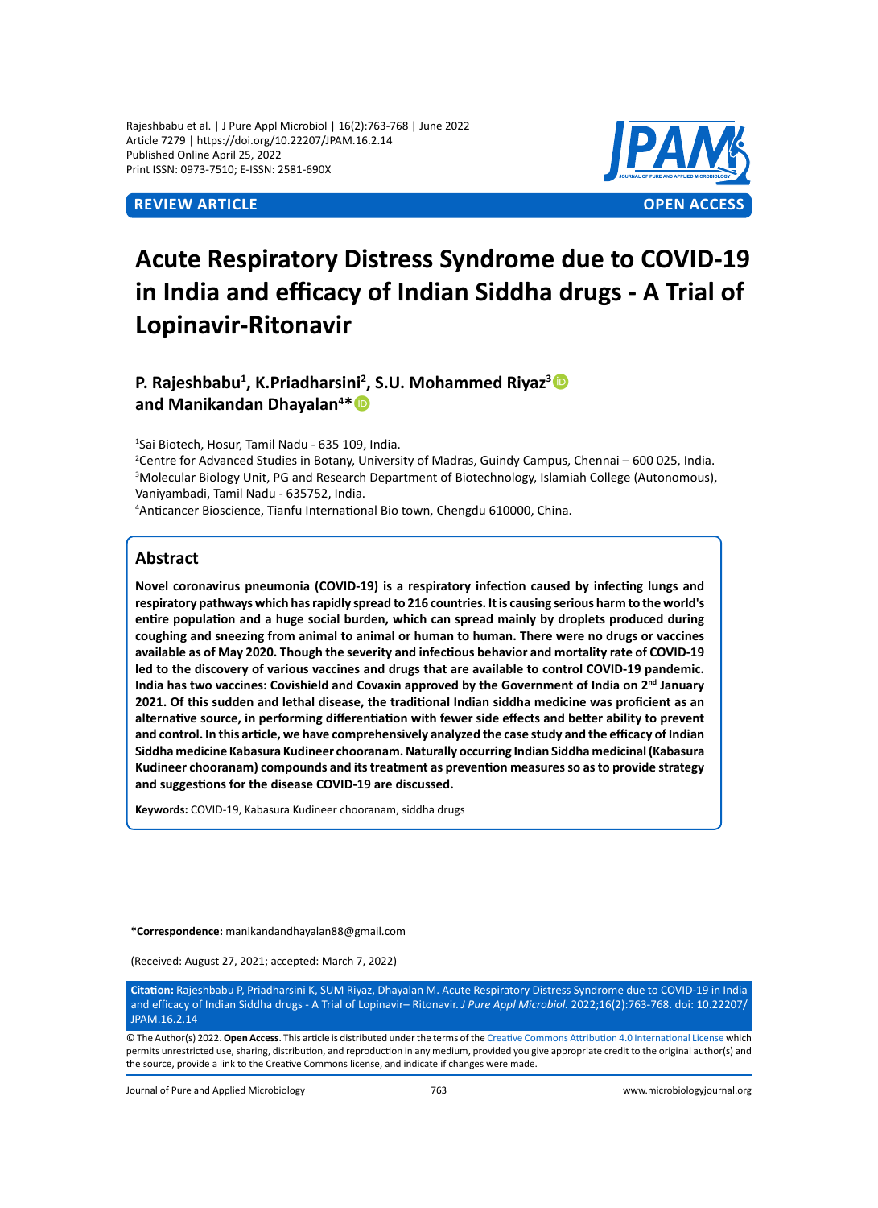Rajeshbabu et al. | J Pure Appl Microbiol | 16(2):763-768 | June 2022
Article 7279 | https://doi.org/10.22207/JPAM.16.2.14
Published Online April 25, 2022
Print ISSN: 0973-7510; E-ISSN: 2581-690X

**REVIEW ARTICLE** **OPEN ACCESS**

# Acute Respiratory Distress Syndrome due to COVID-19 in India and efficacy of Indian Siddha drugs - A Trial of Lopinavir-Ritonavir

**P. Rajeshbabu[1], K.Priadharsini[2], S.U. Mohammed Riyaz[3] and Manikandan Dhayalan[4]***

[1]Sai Biotech, Hosur, Tamil Nadu - 635 109, India.
[2]Centre for Advanced Studies in Botany, University of Madras, Guindy Campus, Chennai – 600 025, India.
[3]Molecular Biology Unit, PG and Research Department of Biotechnology, Islamiah College (Autonomous), Vaniyambadi, Tamil Nadu - 635752, India.
[4]Anticancer Bioscience, Tianfu International Bio town, Chengdu 610000, China.

## Abstract

**Novel coronavirus pneumonia (COVID-19) is a respiratory infection caused by infecting lungs and respiratory pathways which has rapidly spread to 216 countries. It is causing serious harm to the world's entire population and a huge social burden, which can spread mainly by droplets produced during coughing and sneezing from animal to human or human to human. There were no drugs or vaccines available as of May 2020. Though the severity and infectious behavior and mortality rate of COVID-19 led to the discovery of various vaccines and drugs that are available to control COVID-19 pandemic. India has two vaccines: Covishield and Covaxin approved by the Government of India on 2nd January 2021. Of this sudden and lethal disease, the traditional Indian siddha medicine was proficient as an alternative source, in performing differentiation with fewer side effects and better ability to prevent and control. In this article, we have comprehensively analyzed the case study and the efficacy of Indian Siddha medicine Kabasura Kudineer chooranam. Naturally occurring Indian Siddha medicinal (Kabasura Kudineer chooranam) compounds and its treatment as prevention measures so as to provide strategy and suggestions for the disease COVID-19 are discussed.**

**Keywords:** COVID-19, Kabasura Kudineer chooranam, siddha drugs

***Correspondence:** manikandandhayalan88@gmail.com

(Received: August 27, 2021; accepted: March 7, 2022)

**Citation:** Rajeshbabu P, Priadharsini K, SUM Riyaz, Dhayalan M. Acute Respiratory Distress Syndrome due to COVID-19 in India and efficacy of Indian Siddha drugs - A Trial of Lopinavir– Ritonavir. *J Pure Appl Microbiol.* 2022;16(2):763-768. doi: 10.22207/JPAM.16.2.14

© The Author(s) 2022. **Open Access**. This article is distributed under the terms of the Creative Commons Attribution 4.0 International License which permits unrestricted use, sharing, distribution, and reproduction in any medium, provided you give appropriate credit to the original author(s) and the source, provide a link to the Creative Commons license, and indicate if changes were made.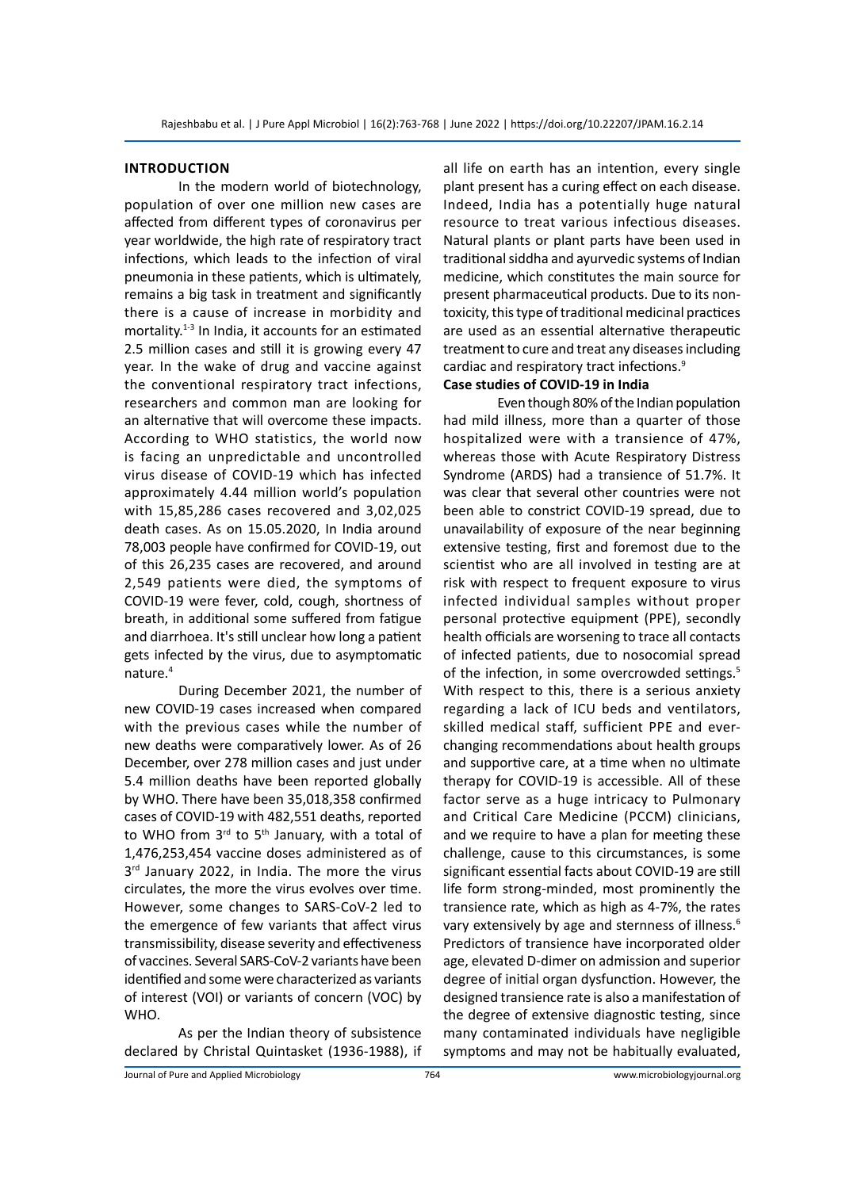## INTRODUCTION

In the modern world of biotechnology, population of over one million new cases are affected from different types of coronavirus per year worldwide, the high rate of respiratory tract infections, which leads to the infection of viral pneumonia in these patients, which is ultimately, remains a big task in treatment and significantly there is a cause of increase in morbidity and mortality.[1-3] In India, it accounts for an estimated 2.5 million cases and still it is growing every 47 year. In the wake of drug and vaccine against the conventional respiratory tract infections, researchers and common man are looking for an alternative that will overcome these impacts. According to WHO statistics, the world now is facing an unpredictable and uncontrolled virus disease of COVID-19 which has infected approximately 4.44 million world's population with 15,85,286 cases recovered and 3,02,025 death cases. As on 15.05.2020, In India around 78,003 people have confirmed for COVID-19, out of this 26,235 cases are recovered, and around 2,549 patients were died, the symptoms of COVID-19 were fever, cold, cough, shortness of breath, in additional some suffered from fatigue and diarrhoea. It's still unclear how long a patient gets infected by the virus, due to asymptomatic nature.[4]

During December 2021, the number of new COVID-19 cases increased when compared with the previous cases while the number of new deaths were comparatively lower. As of 26 December, over 278 million cases and just under 5.4 million deaths have been reported globally by WHO. There have been 35,018,358 confirmed cases of COVID-19 with 482,551 deaths, reported to WHO from 3rd to 5th January, with a total of 1,476,253,454 vaccine doses administered as of 3rd January 2022, in India. The more the virus circulates, the more the virus evolves over time. However, some changes to SARS-CoV-2 led to the emergence of few variants that affect virus transmissibility, disease severity and effectiveness of vaccines. Several SARS-CoV-2 variants have been identified and some were characterized as variants of interest (VOI) or variants of concern (VOC) by WHO.

As per the Indian theory of subsistence declared by Christal Quintasket (1936-1988), if all life on earth has an intention, every single plant present has a curing effect on each disease. Indeed, India has a potentially huge natural resource to treat various infectious diseases. Natural plants or plant parts have been used in traditional siddha and ayurvedic systems of Indian medicine, which constitutes the main source for present pharmaceutical products. Due to its non-toxicity, this type of traditional medicinal practices are used as an essential alternative therapeutic treatment to cure and treat any diseases including cardiac and respiratory tract infections.[9]

### Case studies of COVID-19 in India

Even though 80% of the Indian population had mild illness, more than a quarter of those hospitalized were with a transience of 47%, whereas those with Acute Respiratory Distress Syndrome (ARDS) had a transience of 51.7%. It was clear that several other countries were not been able to constrict COVID-19 spread, due to unavailability of exposure of the near beginning extensive testing, first and foremost due to the scientist who are all involved in testing are at risk with respect to frequent exposure to virus infected individual samples without proper personal protective equipment (PPE), secondly health officials are worsening to trace all contacts of infected patients, due to nosocomial spread of the infection, in some overcrowded settings.[5] With respect to this, there is a serious anxiety regarding a lack of ICU beds and ventilators, skilled medical staff, sufficient PPE and ever-changing recommendations about health groups and supportive care, at a time when no ultimate therapy for COVID-19 is accessible. All of these factor serve as a huge intricacy to Pulmonary and Critical Care Medicine (PCCM) clinicians, and we require to have a plan for meeting these challenge, cause to this circumstances, is some significant essential facts about COVID-19 are still life form strong-minded, most prominently the transience rate, which as high as 4-7%, the rates vary extensively by age and sternness of illness.[6] Predictors of transience have incorporated older age, elevated D-dimer on admission and superior degree of initial organ dysfunction. However, the designed transience rate is also a manifestation of the degree of extensive diagnostic testing, since many contaminated individuals have negligible symptoms and may not be habitually evaluated,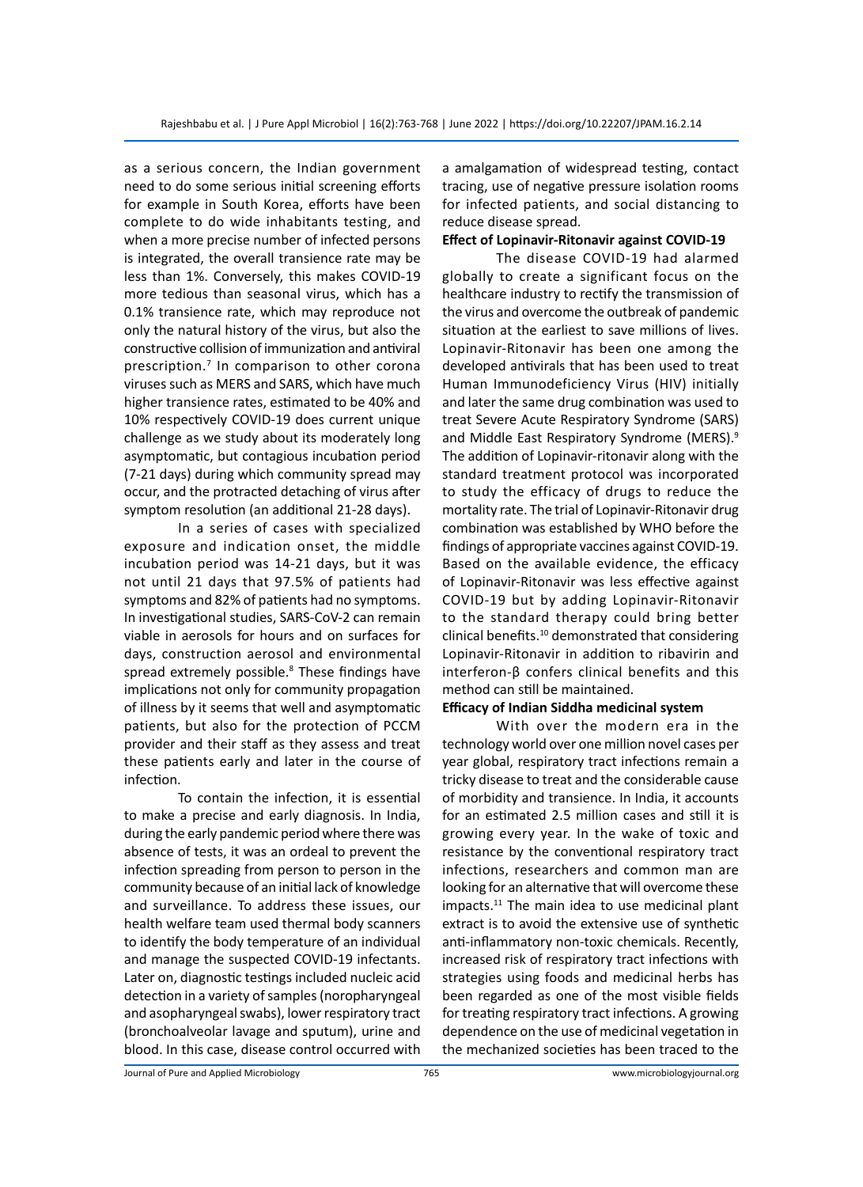as a serious concern, the Indian government need to do some serious initial screening efforts for example in South Korea, efforts have been complete to do wide inhabitants testing, and when a more precise number of infected persons is integrated, the overall transience rate may be less than 1%. Conversely, this makes COVID-19 more tedious than seasonal virus, which has a 0.1% transience rate, which may reproduce not only the natural history of the virus, but also the constructive collision of immunization and antiviral prescription.[7] In comparison to other corona viruses such as MERS and SARS, which have much higher transience rates, estimated to be 40% and 10% respectively COVID-19 does current unique challenge as we study about its moderately long asymptomatic, but contagious incubation period (7-21 days) during which community spread may occur, and the protracted detaching of virus after symptom resolution (an additional 21-28 days).

In a series of cases with specialized exposure and indication onset, the middle incubation period was 14-21 days, but it was not until 21 days that 97.5% of patients had symptoms and 82% of patients had no symptoms. In investigational studies, SARS-CoV-2 can remain viable in aerosols for hours and on surfaces for days, construction aerosol and environmental spread extremely possible.[8] These findings have implications not only for community propagation of illness by it seems that well and asymptomatic patients, but also for the protection of PCCM provider and their staff as they assess and treat these patients early and later in the course of infection.

To contain the infection, it is essential to make a precise and early diagnosis. In India, during the early pandemic period where there was absence of tests, it was an ordeal to prevent the infection spreading from person to person in the community because of an initial lack of knowledge and surveillance. To address these issues, our health welfare team used thermal body scanners to identify the body temperature of an individual and manage the suspected COVID-19 infectants. Later on, diagnostic testings included nucleic acid detection in a variety of samples (noropharyngeal and asopharyngeal swabs), lower respiratory tract (bronchoalveolar lavage and sputum), urine and blood. In this case, disease control occurred with a amalgamation of widespread testing, contact tracing, use of negative pressure isolation rooms for infected patients, and social distancing to reduce disease spread.

**Effect of Lopinavir-Ritonavir against COVID-19**

The disease COVID-19 had alarmed globally to create a significant focus on the healthcare industry to rectify the transmission of the virus and overcome the outbreak of pandemic situation at the earliest to save millions of lives. Lopinavir-Ritonavir has been one among the developed antivirals that has been used to treat Human Immunodeficiency Virus (HIV) initially and later the same drug combination was used to treat Severe Acute Respiratory Syndrome (SARS) and Middle East Respiratory Syndrome (MERS).[9] The addition of Lopinavir-ritonavir along with the standard treatment protocol was incorporated to study the efficacy of drugs to reduce the mortality rate. The trial of Lopinavir-Ritonavir drug combination was established by WHO before the findings of appropriate vaccines against COVID-19. Based on the available evidence, the efficacy of Lopinavir-Ritonavir was less effective against COVID-19 but by adding Lopinavir-Ritonavir to the standard therapy could bring better clinical benefits.[10] demonstrated that considering Lopinavir-Ritonavir in addition to ribavirin and interferon-β confers clinical benefits and this method can still be maintained.

**Efficacy of Indian Siddha medicinal system**

With over the modern era in the technology world over one million novel cases per year global, respiratory tract infections remain a tricky disease to treat and the considerable cause of morbidity and transience. In India, it accounts for an estimated 2.5 million cases and still it is growing every year. In the wake of toxic and resistance by the conventional respiratory tract infections, researchers and common man are looking for an alternative that will overcome these impacts.[11] The main idea to use medicinal plant extract is to avoid the extensive use of synthetic anti-inflammatory non-toxic chemicals. Recently, increased risk of respiratory tract infections with strategies using foods and medicinal herbs has been regarded as one of the most visible fields for treating respiratory tract infections. A growing dependence on the use of medicinal vegetation in the mechanized societies has been traced to the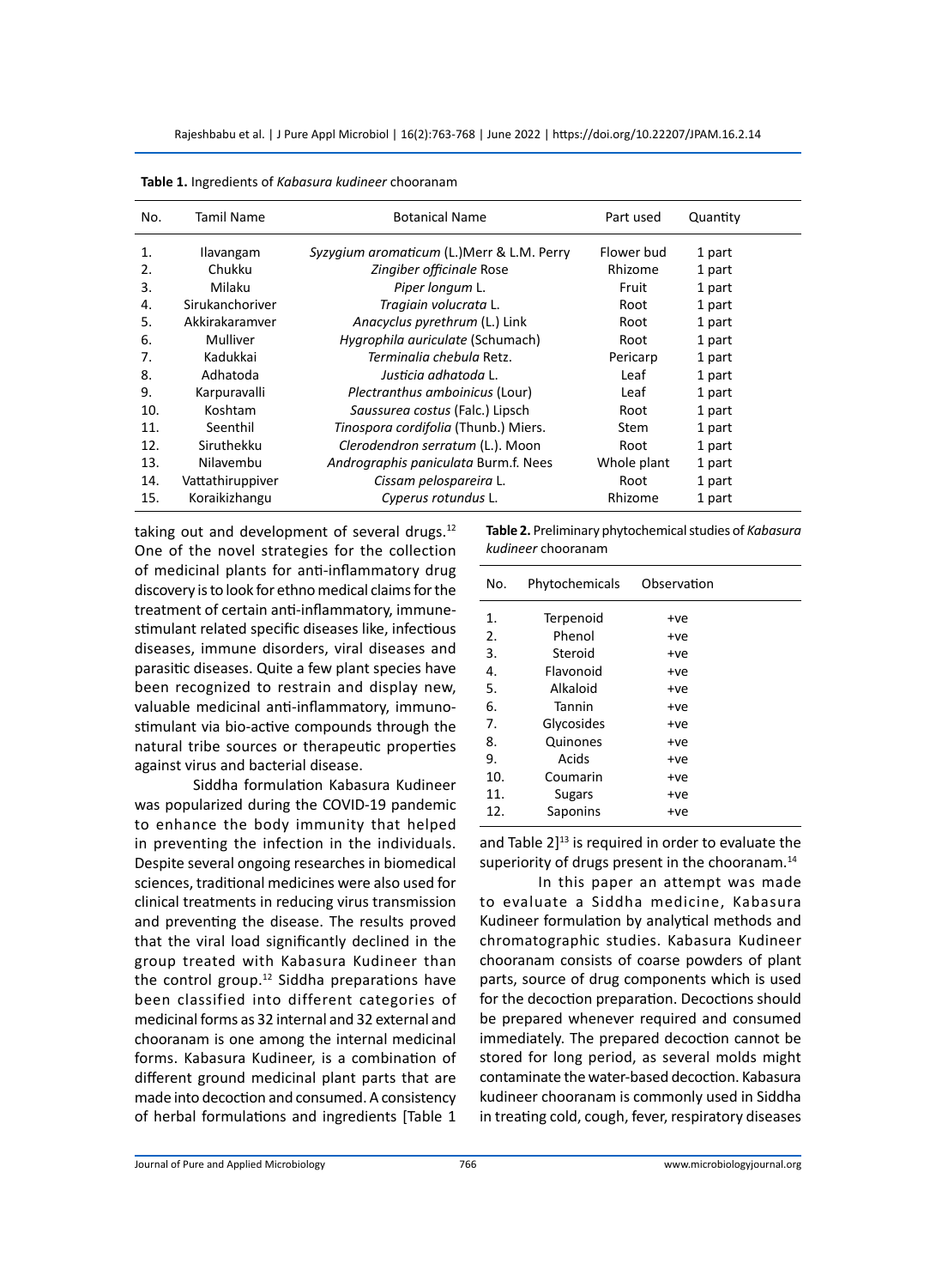**Table 1.** Ingredients of *Kabasura kudineer* chooranam

| No. | Tamil Name | Botanical Name | Part used | Quantity |
|---|---|---|---|---|
| 1. | Ilavangam | *Syzygium aromaticum* (L.)Merr & L.M. Perry | Flower bud | 1 part |
| 2. | Chukku | *Zingiber officinale* Rose | Rhizome | 1 part |
| 3. | Milaku | *Piper longum* L. | Fruit | 1 part |
| 4. | Sirukanchoriver | *Tragiain volucrata* L. | Root | 1 part |
| 5. | Akkirakaramver | *Anacyclus pyrethrum* (L.) Link | Root | 1 part |
| 6. | Mulliver | *Hygrophila auriculate* (Schumach) | Root | 1 part |
| 7. | Kadukkai | *Terminalia chebula* Retz. | Pericarp | 1 part |
| 8. | Adhatoda | *Justicia adhatoda* L. | Leaf | 1 part |
| 9. | Karpuravalli | *Plectranthus amboinicus* (Lour) | Leaf | 1 part |
| 10. | Koshtam | *Saussurea costus* (Falc.) Lipsch | Root | 1 part |
| 11. | Seenthil | *Tinospora cordifolia* (Thunb.) Miers. | Stem | 1 part |
| 12. | Siruthekku | *Clerodendron serratum* (L.). Moon | Root | 1 part |
| 13. | Nilavembu | *Andrographis paniculata* Burm.f. Nees | Whole plant | 1 part |
| 14. | Vattathiruppiver | *Cissam pelospareira* L. | Root | 1 part |
| 15. | Koraikizhangu | *Cyperus rotundus* L. | Rhizome | 1 part |

taking out and development of several drugs.[12] One of the novel strategies for the collection of medicinal plants for anti-inflammatory drug discovery is to look for ethno medical claims for the treatment of certain anti-inflammatory, immune-stimulant related specific diseases like, infectious diseases, immune disorders, viral diseases and parasitic diseases. Quite a few plant species have been recognized to restrain and display new, valuable medicinal anti-inflammatory, immuno-stimulant via bio-active compounds through the natural tribe sources or therapeutic properties against virus and bacterial disease.

Siddha formulation Kabasura Kudineer was popularized during the COVID-19 pandemic to enhance the body immunity that helped in preventing the infection in the individuals. Despite several ongoing researches in biomedical sciences, traditional medicines were also used for clinical treatments in reducing virus transmission and preventing the disease. The results proved that the viral load significantly declined in the group treated with Kabasura Kudineer than the control group.[12] Siddha preparations have been classified into different categories of medicinal forms as 32 internal and 32 external and chooranam is one among the internal medicinal forms. Kabasura Kudineer, is a combination of different ground medicinal plant parts that are made into decoction and consumed. A consistency of herbal formulations and ingredients [Table 1 and Table 2][13] is required in order to evaluate the superiority of drugs present in the chooranam.[14]

**Table 2.** Preliminary phytochemical studies of *Kabasura kudineer* chooranam

| No. | Phytochemicals | Observation |
|---|---|---|
| 1. | Terpenoid | +ve |
| 2. | Phenol | +ve |
| 3. | Steroid | +ve |
| 4. | Flavonoid | +ve |
| 5. | Alkaloid | +ve |
| 6. | Tannin | +ve |
| 7. | Glycosides | +ve |
| 8. | Quinones | +ve |
| 9. | Acids | +ve |
| 10. | Coumarin | +ve |
| 11. | Sugars | +ve |
| 12. | Saponins | +ve |

In this paper an attempt was made to evaluate a Siddha medicine, Kabasura Kudineer formulation by analytical methods and chromatographic studies. Kabasura Kudineer chooranam consists of coarse powders of plant parts, source of drug components which is used for the decoction preparation. Decoctions should be prepared whenever required and consumed immediately. The prepared decoction cannot be stored for long period, as several molds might contaminate the water-based decoction. Kabasura kudineer chooranam is commonly used in Siddha in treating cold, cough, fever, respiratory diseases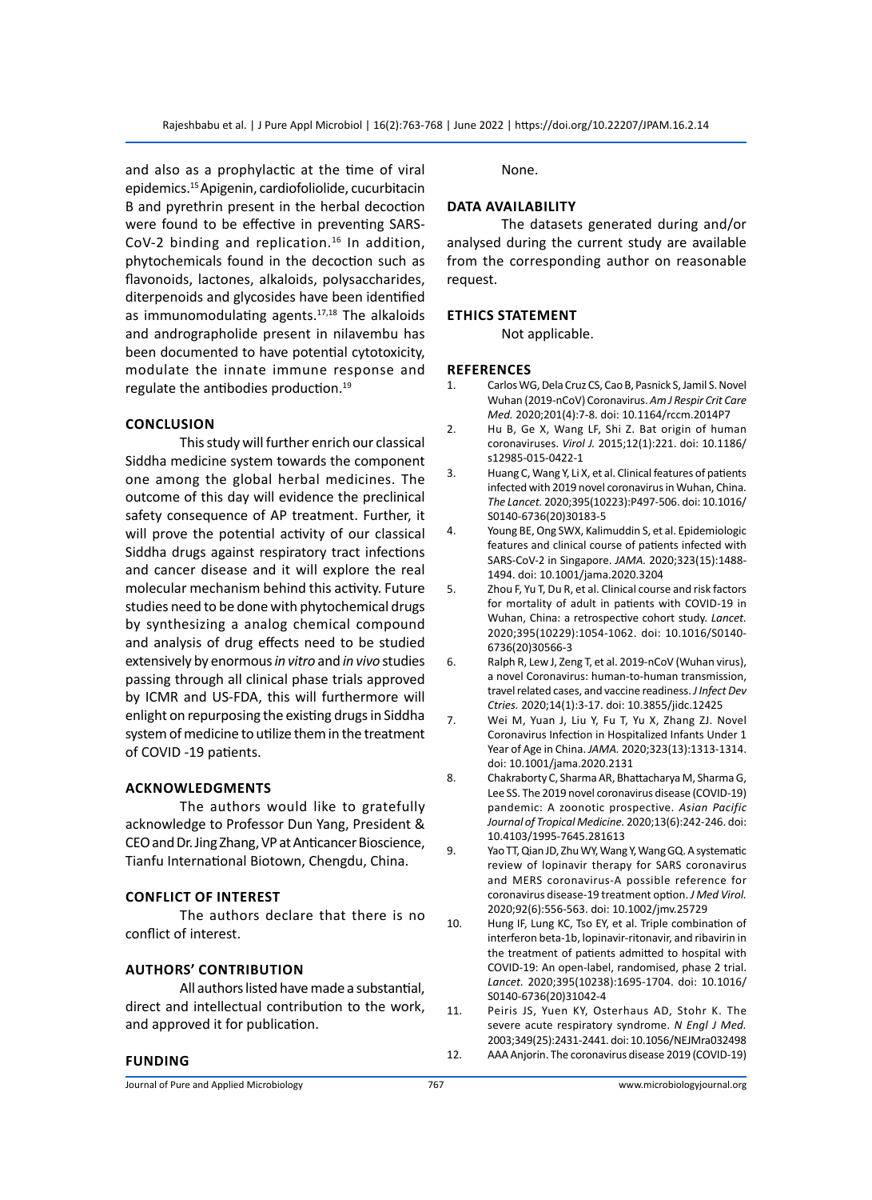and also as a prophylactic at the time of viral epidemics.[15] Apigenin, cardiofoliolide, cucurbitacin B and pyrethrin present in the herbal decoction were found to be effective in preventing SARS-CoV-2 binding and replication.[16] In addition, phytochemicals found in the decoction such as flavonoids, lactones, alkaloids, polysaccharides, diterpenoids and glycosides have been identified as immunomodulating agents.[17,18] The alkaloids and andrographolide present in nilavembu has been documented to have potential cytotoxicity, modulate the innate immune response and regulate the antibodies production.[19]

## CONCLUSION

This study will further enrich our classical Siddha medicine system towards the component one among the global herbal medicines. The outcome of this day will evidence the preclinical safety consequence of AP treatment. Further, it will prove the potential activity of our classical Siddha drugs against respiratory tract infections and cancer disease and it will explore the real molecular mechanism behind this activity. Future studies need to be done with phytochemical drugs by synthesizing a analog chemical compound and analysis of drug effects need to be studied extensively by enormous *in vitro* and *in vivo* studies passing through all clinical phase trials approved by ICMR and US-FDA, this will furthermore will enlight on repurposing the existing drugs in Siddha system of medicine to utilize them in the treatment of COVID -19 patients.

## ACKNOWLEDGMENTS

The authors would like to gratefully acknowledge to Professor Dun Yang, President & CEO and Dr. Jing Zhang, VP at Anticancer Bioscience, Tianfu International Biotown, Chengdu, China.

## CONFLICT OF INTEREST

The authors declare that there is no conflict of interest.

## AUTHORS' CONTRIBUTION

All authors listed have made a substantial, direct and intellectual contribution to the work, and approved it for publication.

## FUNDING

None.

## DATA AVAILABILITY

The datasets generated during and/or analysed during the current study are available from the corresponding author on reasonable request.

## ETHICS STATEMENT

Not applicable.

## REFERENCES

1. Carlos WG, Dela Cruz CS, Cao B, Pasnick S, Jamil S. Novel Wuhan (2019-nCoV) Coronavirus. *Am J Respir Crit Care Med.* 2020;201(4):7-8. doi: 10.1164/rccm.2014P7
2. Hu B, Ge X, Wang LF, Shi Z. Bat origin of human coronaviruses. *Virol J.* 2015;12(1):221. doi: 10.1186/s12985-015-0422-1
3. Huang C, Wang Y, Li X, et al. Clinical features of patients infected with 2019 novel coronavirus in Wuhan, China. *The Lancet.* 2020;395(10223):P497-506. doi: 10.1016/S0140-6736(20)30183-5
4. Young BE, Ong SWX, Kalimuddin S, et al. Epidemiologic features and clinical course of patients infected with SARS-CoV-2 in Singapore. *JAMA.* 2020;323(15):1488-1494. doi: 10.1001/jama.2020.3204
5. Zhou F, Yu T, Du R, et al. Clinical course and risk factors for mortality of adult in patients with COVID-19 in Wuhan, China: a retrospective cohort study. *Lancet.* 2020;395(10229):1054-1062. doi: 10.1016/S0140-6736(20)30566-3
6. Ralph R, Lew J, Zeng T, et al. 2019-nCoV (Wuhan virus), a novel Coronavirus: human-to-human transmission, travel related cases, and vaccine readiness. *J Infect Dev Ctries.* 2020;14(1):3-17. doi: 10.3855/jidc.12425
7. Wei M, Yuan J, Liu Y, Fu T, Yu X, Zhang ZJ. Novel Coronavirus Infection in Hospitalized Infants Under 1 Year of Age in China. *JAMA.* 2020;323(13):1313-1314. doi: 10.1001/jama.2020.2131
8. Chakraborty C, Sharma AR, Bhattacharya M, Sharma G, Lee SS. The 2019 novel coronavirus disease (COVID-19) pandemic: A zoonotic prospective. *Asian Pacific Journal of Tropical Medicine.* 2020;13(6):242-246. doi: 10.4103/1995-7645.281613
9. Yao TT, Qian JD, Zhu WY, Wang Y, Wang GQ. A systematic review of lopinavir therapy for SARS coronavirus and MERS coronavirus-A possible reference for coronavirus disease-19 treatment option. *J Med Virol.* 2020;92(6):556-563. doi: 10.1002/jmv.25729
10. Hung IF, Lung KC, Tso EY, et al. Triple combination of interferon beta-1b, lopinavir-ritonavir, and ribavirin in the treatment of patients admitted to hospital with COVID-19: An open-label, randomised, phase 2 trial. *Lancet.* 2020;395(10238):1695-1704. doi: 10.1016/S0140-6736(20)31042-4
11. Peiris JS, Yuen KY, Osterhaus AD, Stohr K. The severe acute respiratory syndrome. *N Engl J Med.* 2003;349(25):2431-2441. doi: 10.1056/NEJMra032498
12. AAA Anjorin. The coronavirus disease 2019 (COVID-19)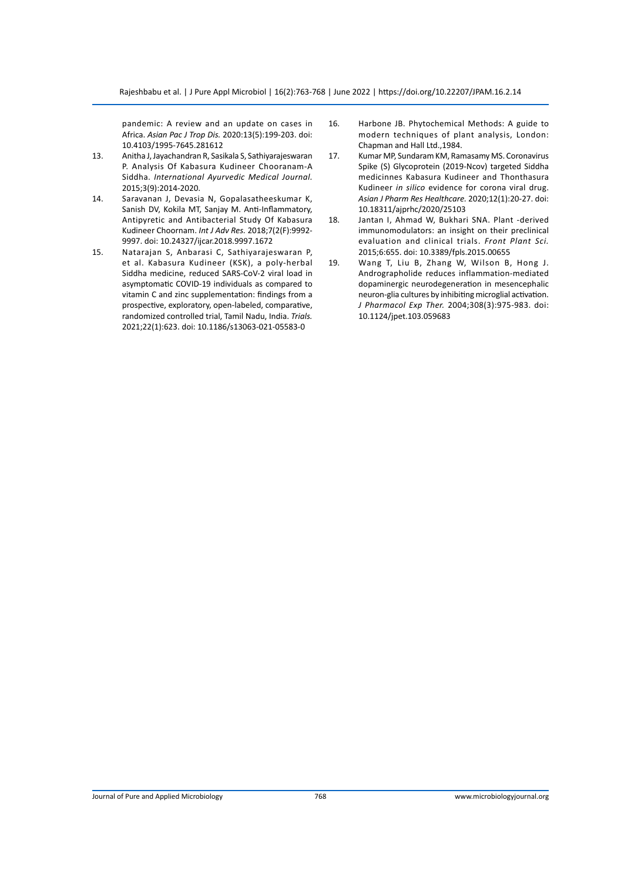pandemic: A review and an update on cases in Africa. *Asian Pac J Trop Dis.* 2020:13(5):199-203. doi: 10.4103/1995-7645.281612

13. Anitha J, Jayachandran R, Sasikala S, Sathiyarajeswaran P. Analysis Of Kabasura Kudineer Chooranam-A Siddha. *International Ayurvedic Medical Journal.* 2015;3(9):2014-2020.
14. Saravanan J, Devasia N, Gopalasatheeskumar K, Sanish DV, Kokila MT, Sanjay M. Anti-Inflammatory, Antipyretic and Antibacterial Study Of Kabasura Kudineer Choornam. *Int J Adv Res.* 2018;7(2(F):9992-9997. doi: 10.24327/ijcar.2018.9997.1672
15. Natarajan S, Anbarasi C, Sathiyarajeswaran P, et al. Kabasura Kudineer (KSK), a poly-herbal Siddha medicine, reduced SARS-CoV-2 viral load in asymptomatic COVID-19 individuals as compared to vitamin C and zinc supplementation: findings from a prospective, exploratory, open-labeled, comparative, randomized controlled trial, Tamil Nadu, India. *Trials.* 2021;22(1):623. doi: 10.1186/s13063-021-05583-0
16. Harbone JB. Phytochemical Methods: A guide to modern techniques of plant analysis, London: Chapman and Hall Ltd.,1984.
17. Kumar MP, Sundaram KM, Ramasamy MS. Coronavirus Spike (S) Glycoprotein (2019-Ncov) targeted Siddha medicinnes Kabasura Kudineer and Thonthasura Kudineer *in silico* evidence for corona viral drug. *Asian J Pharm Res Healthcare.* 2020;12(1):20-27. doi: 10.18311/ajprhc/2020/25103
18. Jantan I, Ahmad W, Bukhari SNA. Plant -derived immunomodulators: an insight on their preclinical evaluation and clinical trials. *Front Plant Sci.* 2015;6:655. doi: 10.3389/fpls.2015.00655
19. Wang T, Liu B, Zhang W, Wilson B, Hong J. Andrographolide reduces inflammation-mediated dopaminergic neurodegeneration in mesencephalic neuron-glia cultures by inhibiting microglial activation. *J Pharmacol Exp Ther.* 2004;308(3):975-983. doi: 10.1124/jpet.103.059683